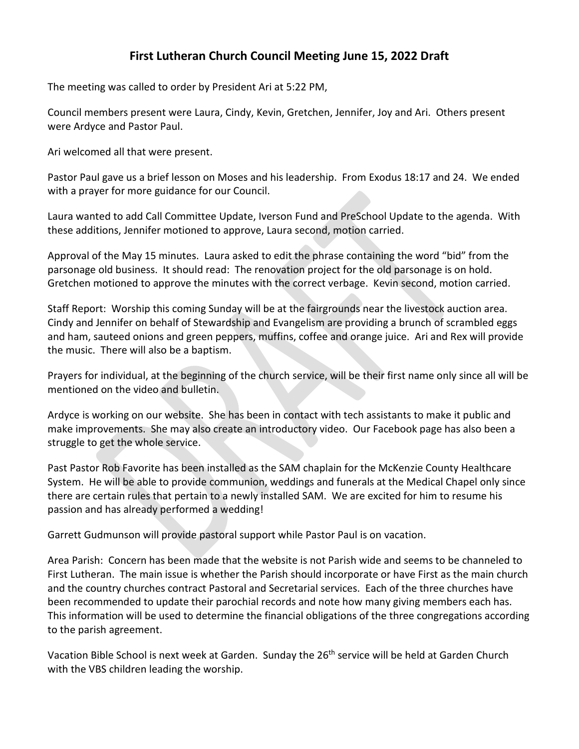# First Lutheran Church Council Meeting June 15, 2022 Draft

The meeting was called to order by President Ari at 5:22 PM,

Council members present were Laura, Cindy, Kevin, Gretchen, Jennifer, Joy and Ari. Others present were Ardyce and Pastor Paul.

Ari welcomed all that were present.

Pastor Paul gave us a brief lesson on Moses and his leadership. From Exodus 18:17 and 24. We ended with a prayer for more guidance for our Council.

Laura wanted to add Call Committee Update, Iverson Fund and PreSchool Update to the agenda. With these additions, Jennifer motioned to approve, Laura second, motion carried.

Approval of the May 15 minutes. Laura asked to edit the phrase containing the word "bid" from the parsonage old business. It should read: The renovation project for the old parsonage is on hold. Gretchen motioned to approve the minutes with the correct verbage. Kevin second, motion carried.

Staff Report: Worship this coming Sunday will be at the fairgrounds near the livestock auction area. Cindy and Jennifer on behalf of Stewardship and Evangelism are providing a brunch of scrambled eggs and ham, sauteed onions and green peppers, muffins, coffee and orange juice. Ari and Rex will provide the music. There will also be a baptism.

Prayers for individual, at the beginning of the church service, will be their first name only since all will be mentioned on the video and bulletin.

Ardyce is working on our website. She has been in contact with tech assistants to make it public and make improvements. She may also create an introductory video. Our Facebook page has also been a struggle to get the whole service.

Past Pastor Rob Favorite has been installed as the SAM chaplain for the McKenzie County Healthcare System. He will be able to provide communion, weddings and funerals at the Medical Chapel only since there are certain rules that pertain to a newly installed SAM. We are excited for him to resume his passion and has already performed a wedding!

Garrett Gudmunson will provide pastoral support while Pastor Paul is on vacation.

Area Parish: Concern has been made that the website is not Parish wide and seems to be channeled to First Lutheran. The main issue is whether the Parish should incorporate or have First as the main church and the country churches contract Pastoral and Secretarial services. Each of the three churches have been recommended to update their parochial records and note how many giving members each has. This information will be used to determine the financial obligations of the three congregations according to the parish agreement.

Vacation Bible School is next week at Garden. Sunday the 26th service will be held at Garden Church with the VBS children leading the worship.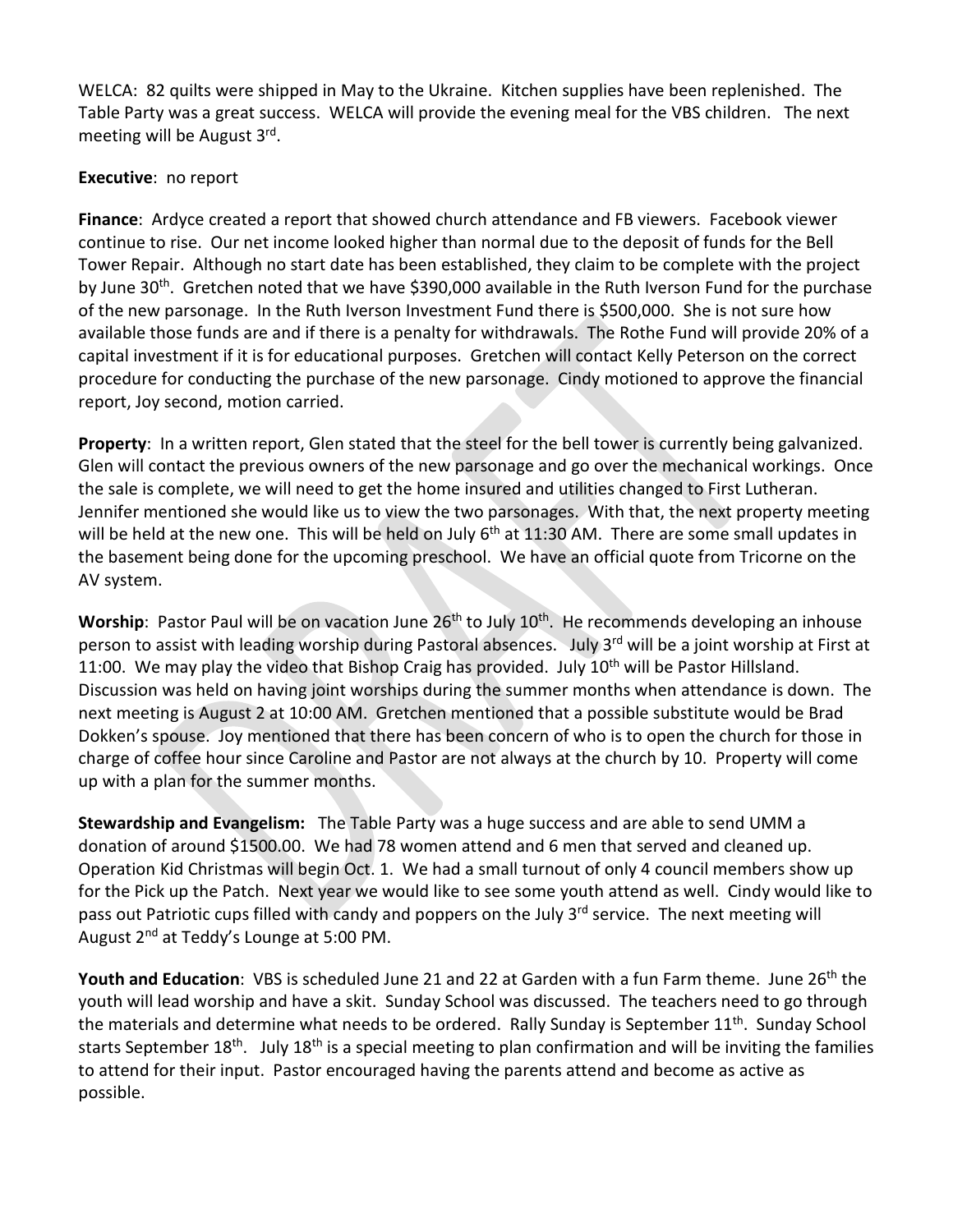WELCA: 82 quilts were shipped in May to the Ukraine. Kitchen supplies have been replenished. The Table Party was a great success. WELCA will provide the evening meal for the VBS children. The next meeting will be August 3rd.

**Executive**: no report

**Finance**: Ardyce created a report that showed church attendance and FB viewers. Facebook viewer continue to rise. Our net income looked higher than normal due to the deposit of funds for the Bell Tower Repair. Although no start date has been established, they claim to be complete with the project by June 30th. Gretchen noted that we have $390,000 available in the Ruth Iverson Fund for the purchase of the new parsonage. In the Ruth Iverson Investment Fund there is $500,000. She is not sure how available those funds are and if there is a penalty for withdrawals. The Rothe Fund will provide 20% of a capital investment if it is for educational purposes. Gretchen will contact Kelly Peterson on the correct procedure for conducting the purchase of the new parsonage. Cindy motioned to approve the financial report, Joy second, motion carried.

**Property**: In a written report, Glen stated that the steel for the bell tower is currently being galvanized. Glen will contact the previous owners of the new parsonage and go over the mechanical workings. Once the sale is complete, we will need to get the home insured and utilities changed to First Lutheran. Jennifer mentioned she would like us to view the two parsonages. With that, the next property meeting will be held at the new one. This will be held on July 6th at 11:30 AM. There are some small updates in the basement being done for the upcoming preschool. We have an official quote from Tricorne on the AV system.

**Worship**: Pastor Paul will be on vacation June 26th to July 10th. He recommends developing an inhouse person to assist with leading worship during Pastoral absences. July 3rd will be a joint worship at First at 11:00. We may play the video that Bishop Craig has provided. July 10th will be Pastor Hillsland. Discussion was held on having joint worships during the summer months when attendance is down. The next meeting is August 2 at 10:00 AM. Gretchen mentioned that a possible substitute would be Brad Dokken's spouse. Joy mentioned that there has been concern of who is to open the church for those in charge of coffee hour since Caroline and Pastor are not always at the church by 10. Property will come up with a plan for the summer months.

**Stewardship and Evangelism:** The Table Party was a huge success and are able to send UMM a donation of around $1500.00. We had 78 women attend and 6 men that served and cleaned up. Operation Kid Christmas will begin Oct. 1. We had a small turnout of only 4 council members show up for the Pick up the Patch. Next year we would like to see some youth attend as well. Cindy would like to pass out Patriotic cups filled with candy and poppers on the July 3rd service. The next meeting will August 2nd at Teddy's Lounge at 5:00 PM.

**Youth and Education**: VBS is scheduled June 21 and 22 at Garden with a fun Farm theme. June 26th the youth will lead worship and have a skit. Sunday School was discussed. The teachers need to go through the materials and determine what needs to be ordered. Rally Sunday is September 11th. Sunday School starts September 18th. July 18th is a special meeting to plan confirmation and will be inviting the families to attend for their input. Pastor encouraged having the parents attend and become as active as possible.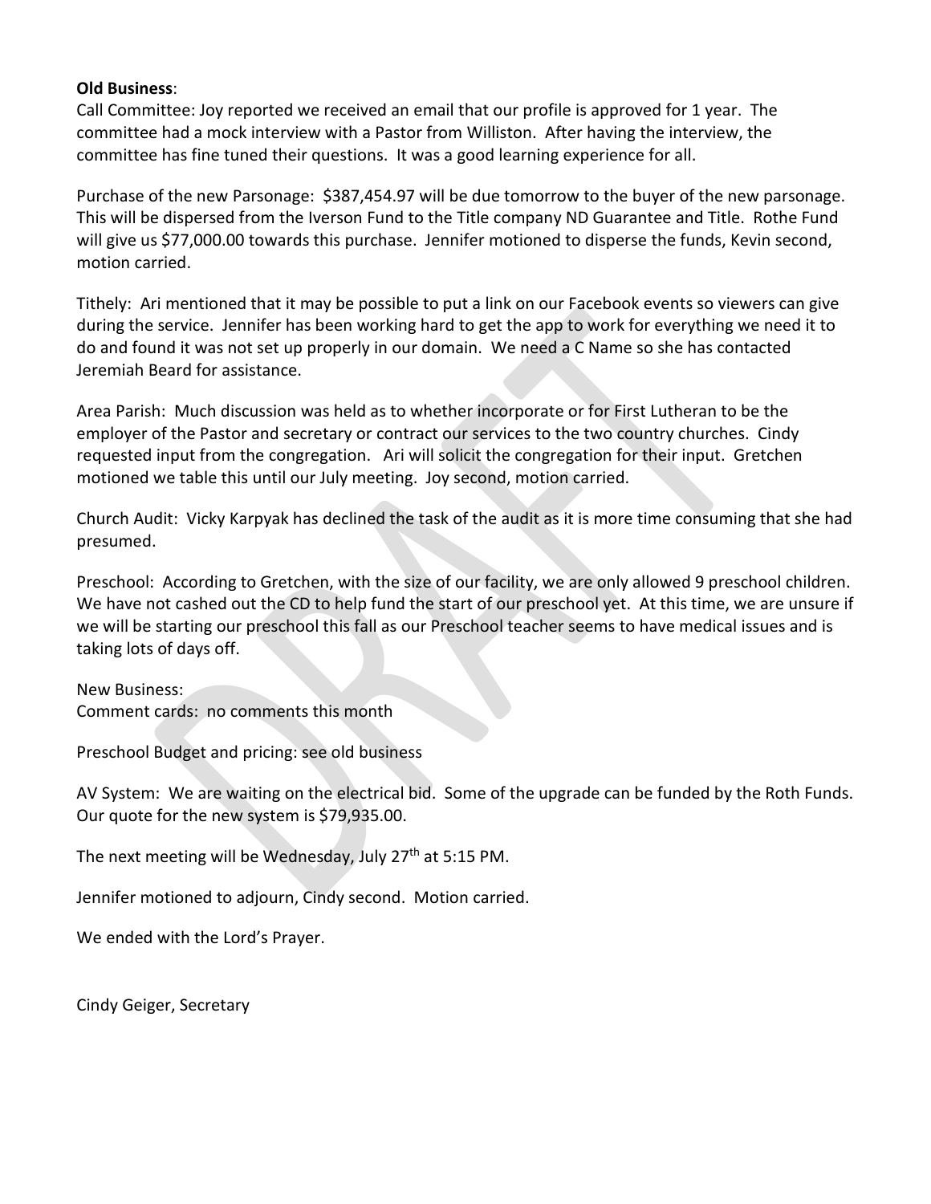**Old Business**:

Call Committee: Joy reported we received an email that our profile is approved for 1 year. The committee had a mock interview with a Pastor from Williston. After having the interview, the committee has fine tuned their questions. It was a good learning experience for all.

Purchase of the new Parsonage: $387,454.97 will be due tomorrow to the buyer of the new parsonage. This will be dispersed from the Iverson Fund to the Title company ND Guarantee and Title. Rothe Fund will give us $77,000.00 towards this purchase. Jennifer motioned to disperse the funds, Kevin second, motion carried.

Tithely: Ari mentioned that it may be possible to put a link on our Facebook events so viewers can give during the service. Jennifer has been working hard to get the app to work for everything we need it to do and found it was not set up properly in our domain. We need a C Name so she has contacted Jeremiah Beard for assistance.

Area Parish: Much discussion was held as to whether incorporate or for First Lutheran to be the employer of the Pastor and secretary or contract our services to the two country churches. Cindy requested input from the congregation. Ari will solicit the congregation for their input. Gretchen motioned we table this until our July meeting. Joy second, motion carried.

Church Audit: Vicky Karpyak has declined the task of the audit as it is more time consuming that she had presumed.

Preschool: According to Gretchen, with the size of our facility, we are only allowed 9 preschool children. We have not cashed out the CD to help fund the start of our preschool yet. At this time, we are unsure if we will be starting our preschool this fall as our Preschool teacher seems to have medical issues and is taking lots of days off.

New Business:

Comment cards: no comments this month

Preschool Budget and pricing: see old business

AV System: We are waiting on the electrical bid. Some of the upgrade can be funded by the Roth Funds. Our quote for the new system is $79,935.00.

The next meeting will be Wednesday, July 27th at 5:15 PM.

Jennifer motioned to adjourn, Cindy second. Motion carried.

We ended with the Lord's Prayer.

Cindy Geiger, Secretary